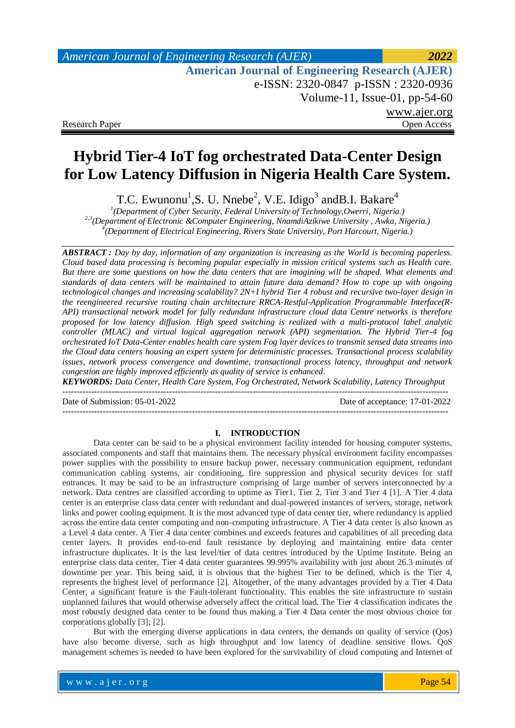Research Paper | Open Access

# Hybrid Tier-4 IoT fog orchestrated Data-Center Design for Low Latency Diffusion in Nigeria Health Care System.

T.C. Ewunonu[1], S. U. Nnebe[2], V.E. Idigo[3] and B.I. Bakare[4]

[1](Department of Cyber Security, Federal University of Technology, Owerri, Nigeria.)
[2,3](Department of Electronic &Computer Engineering, NnamdiAzikiwe University , Awka, Nigeria.)
[4](Department of Electrical Engineering, Rivers State University, Port Harcourt, Nigeria.)

***ABSTRACT :*** *Day by day, information of any organization is increasing as the World is becoming paperless. Cloud based data processing is becoming popular especially in mission critical systems such as Health care. But there are some questions on how the data centers that are imagining will be shaped. What elements and standards of data centers will be maintained to attain future data demand? How to cope up with ongoing technological changes and increasing scalability? 2N+I hybrid Tier 4 robust and recursive two-layer design in the reengineered recursive routing chain architecture RRCA-Restful-Application Programmable Interface(R-API) transactional network model for fully redundant infrastructure cloud data Centre networks is therefore proposed for low latency diffusion. High speed switching is realized with a multi-protocol label analytic controller (MLAC) and virtual logical aggregation network (API) segmentation. The Hybrid Tier-4 fog orchestrated IoT Data-Center enables health care system Fog layer devices to transmit sensed data streams into the Cloud data centers housing an expert system for deterministic processes. Transactional process scalability issues, network process convergence and downtime, transactional process latency, throughput and network congestion are highly improved efficiently as quality of service is enhanced.*

***KEYWORDS:*** *Data Center, Health Care System, Fog Orchestrated, Network Scalability, Latency Throughput*

---

Date of Submission: 05-01-2022 | Date of acceptance: 17-01-2022

---

## I. INTRODUCTION

Data center can be said to be a physical environment facility intended for housing computer systems, associated components and staff that maintains them. The necessary physical environment facility encompasses power supplies with the possibility to ensure backup power, necessary communication equipment, redundant communication cabling systems, air conditioning, fire suppression and physical security devices for staff entrances. It may be said to be an infrastructure comprising of large number of servers interconnected by a network. Data centres are classified according to uptime as Tier1, Tier 2, Tier 3 and Tier 4 [1]. A Tier 4 data center is an enterprise class data center with redundant and dual-powered instances of servers, storage, network links and power cooling equipment. It is the most advanced type of data center tier, where redundancy is applied across the entire data center computing and non-computing infrastructure. A Tier 4 data center is also known as a Level 4 data center. A Tier 4 data center combines and exceeds features and capabilities of all preceding data center layers. It provides end-to-end fault resistance by deploying and maintaining entire data center infrastructure duplicates. It is the last level/tier of data centres introduced by the Uptime Institute. Being an enterprise class data center, Tier 4 data center guarantees 99.995% availability with just about 26.3 minutes of downtime per year. This being said, it is obvious that the highest Tier to be defined, which is the Tier 4, represents the highest level of performance [2]. Altogether, of the many advantages provided by a Tier 4 Data Center, a significant feature is the Fault-tolerant functionality. This enables the site infrastructure to sustain unplanned failures that would otherwise adversely affect the critical load. The Tier 4 classification indicates the most robustly designed data center to be found thus making a Tier 4 Data center the most obvious choice for corporations globally [3]; [2].

But with the emerging diverse applications in data centers, the demands on quality of service (Qos) have also become diverse, such as high throughput and low latency of deadline sensitive flows. QoS management schemes is needed to have been explored for the survivability of cloud computing and Internet of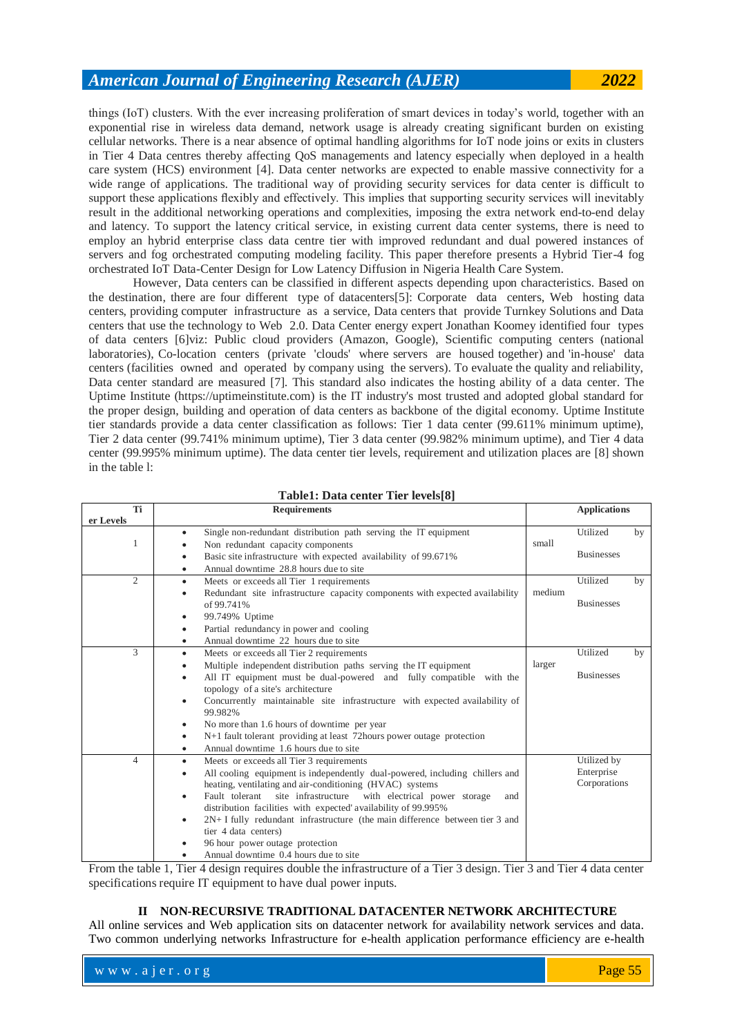things (IoT) clusters. With the ever increasing proliferation of smart devices in today's world, together with an exponential rise in wireless data demand, network usage is already creating significant burden on existing cellular networks. There is a near absence of optimal handling algorithms for IoT node joins or exits in clusters in Tier 4 Data centres thereby affecting QoS managements and latency especially when deployed in a health care system (HCS) environment [4]. Data center networks are expected to enable massive connectivity for a wide range of applications. The traditional way of providing security services for data center is difficult to support these applications flexibly and effectively. This implies that supporting security services will inevitably result in the additional networking operations and complexities, imposing the extra network end-to-end delay and latency. To support the latency critical service, in existing current data center systems, there is need to employ an hybrid enterprise class data centre tier with improved redundant and dual powered instances of servers and fog orchestrated computing modeling facility. This paper therefore presents a Hybrid Tier-4 fog orchestrated IoT Data-Center Design for Low Latency Diffusion in Nigeria Health Care System.

However, Data centers can be classified in different aspects depending upon characteristics. Based on the destination, there are four different type of datacenters[5]: Corporate data centers, Web hosting data centers, providing computer infrastructure as a service, Data centers that provide Turnkey Solutions and Data centers that use the technology to Web 2.0. Data Center energy expert Jonathan Koomey identified four types of data centers [6]viz: Public cloud providers (Amazon, Google), Scientific computing centers (national laboratories), Co-location centers (private 'clouds' where servers are housed together) and 'in-house' data centers (facilities owned and operated by company using the servers). To evaluate the quality and reliability, Data center standard are measured [7]. This standard also indicates the hosting ability of a data center. The Uptime Institute (https://uptimeinstitute.com) is the IT industry's most trusted and adopted global standard for the proper design, building and operation of data centers as backbone of the digital economy. Uptime Institute tier standards provide a data center classification as follows: Tier 1 data center (99.611% minimum uptime), Tier 2 data center (99.741% minimum uptime), Tier 3 data center (99.982% minimum uptime), and Tier 4 data center (99.995% minimum uptime). The data center tier levels, requirement and utilization places are [8] shown in the table l:

**Table1: Data center Tier levels[8]**

| Tier Levels | Requirements | Applications |
|---|---|---|
| 1 | • Single non-redundant distribution path serving the IT equipment<br>• Non redundant capacity components<br>• Basic site infrastructure with expected availability of 99.671%<br>• Annual downtime 28.8 hours due to site | Utilized by small Businesses |
| 2 | • Meets or exceeds all Tier 1 requirements<br>• Redundant site infrastructure capacity components with expected availability of 99.741%<br>• 99.749% Uptime<br>• Partial redundancy in power and cooling<br>• Annual downtime 22 hours due to site | Utilized by medium Businesses |
| 3 | • Meets or exceeds all Tier 2 requirements<br>• Multiple independent distribution paths serving the IT equipment<br>• All IT equipment must be dual-powered and fully compatible with the topology of a site's architecture<br>• Concurrently maintainable site infrastructure with expected availability of 99.982%<br>• No more than 1.6 hours of downtime per year<br>• N+1 fault tolerant providing at least 72hours power outage protection<br>• Annual downtime 1.6 hours due to site | Utilized by larger Businesses |
| 4 | • Meets or exceeds all Tier 3 requirements<br>• All cooling equipment is independently dual-powered, including chillers and heating, ventilating and air-conditioning (HVAC) systems<br>• Fault tolerant site infrastructure with electrical power storage and distribution facilities with expected' availability of 99.995%<br>• 2N+ I fully redundant infrastructure (the main difference between tier 3 and tier 4 data centers)<br>• 96 hour power outage protection<br>• Annual downtime 0.4 hours due to site | Utilized by Enterprise Corporations |

From the table 1, Tier 4 design requires double the infrastructure of a Tier 3 design. Tier 3 and Tier 4 data center specifications require IT equipment to have dual power inputs.

## II NON-RECURSIVE TRADITIONAL DATACENTER NETWORK ARCHITECTURE

All online services and Web application sits on datacenter network for availability network services and data. Two common underlying networks Infrastructure for e-health application performance efficiency are e-health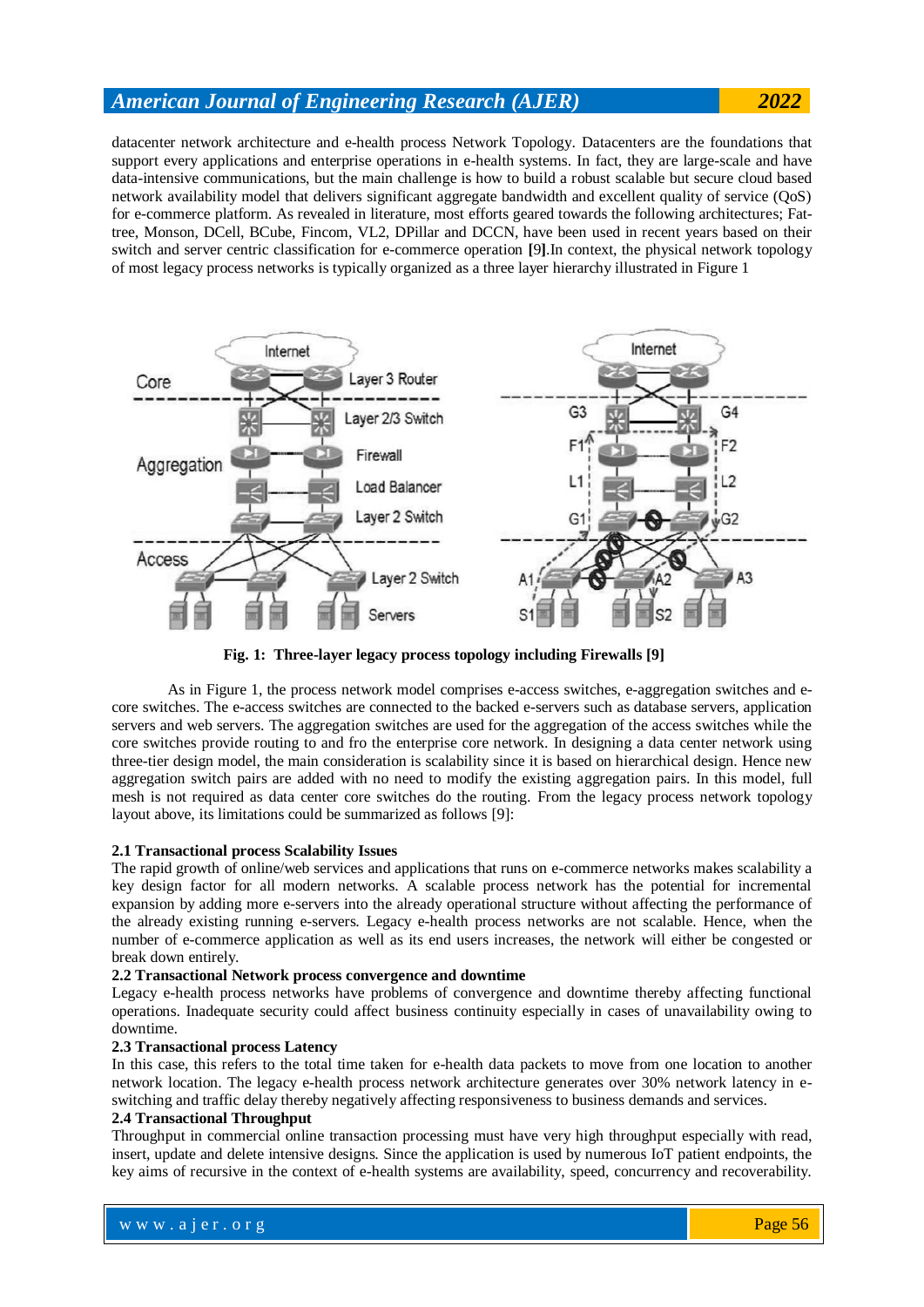datacenter network architecture and e-health process Network Topology. Datacenters are the foundations that support every applications and enterprise operations in e-health systems. In fact, they are large-scale and have data-intensive communications, but the main challenge is how to build a robust scalable but secure cloud based network availability model that delivers significant aggregate bandwidth and excellent quality of service (QoS) for e-commerce platform. As revealed in literature, most efforts geared towards the following architectures; Fat-tree, Monson, DCell, BCube, Fincom, VL2, DPillar and DCCN, have been used in recent years based on their switch and server centric classification for e-commerce operation **[9]**.In context, the physical network topology of most legacy process networks is typically organized as a three layer hierarchy illustrated in Figure 1

**Fig. 1: Three-layer legacy process topology including Firewalls [9]**

As in Figure 1, the process network model comprises e-access switches, e-aggregation switches and e-core switches. The e-access switches are connected to the backed e-servers such as database servers, application servers and web servers. The aggregation switches are used for the aggregation of the access switches while the core switches provide routing to and fro the enterprise core network. In designing a data center network using three-tier design model, the main consideration is scalability since it is based on hierarchical design. Hence new aggregation switch pairs are added with no need to modify the existing aggregation pairs. In this model, full mesh is not required as data center core switches do the routing. From the legacy process network topology layout above, its limitations could be summarized as follows [9]:

### 2.1 Transactional process Scalability Issues

The rapid growth of online/web services and applications that runs on e-commerce networks makes scalability a key design factor for all modern networks. A scalable process network has the potential for incremental expansion by adding more e-servers into the already operational structure without affecting the performance of the already existing running e-servers. Legacy e-health process networks are not scalable. Hence, when the number of e-commerce application as well as its end users increases, the network will either be congested or break down entirely.

### 2.2 Transactional Network process convergence and downtime

Legacy e-health process networks have problems of convergence and downtime thereby affecting functional operations. Inadequate security could affect business continuity especially in cases of unavailability owing to downtime.

### 2.3 Transactional process Latency

In this case, this refers to the total time taken for e-health data packets to move from one location to another network location. The legacy e-health process network architecture generates over 30% network latency in e-switching and traffic delay thereby negatively affecting responsiveness to business demands and services.

### 2.4 Transactional Throughput

Throughput in commercial online transaction processing must have very high throughput especially with read, insert, update and delete intensive designs. Since the application is used by numerous IoT patient endpoints, the key aims of recursive in the context of e-health systems are availability, speed, concurrency and recoverability.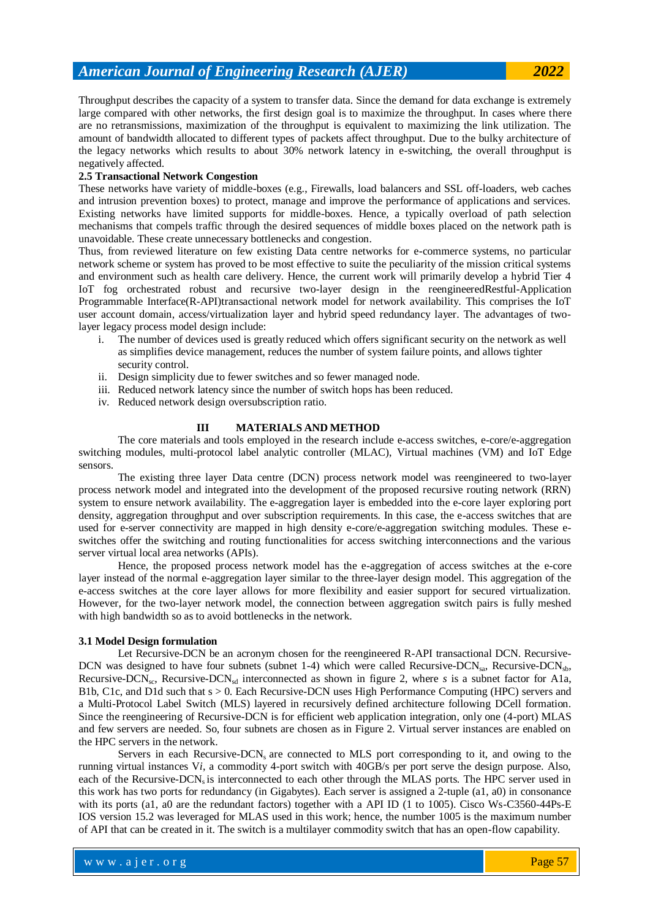Throughput describes the capacity of a system to transfer data. Since the demand for data exchange is extremely large compared with other networks, the first design goal is to maximize the throughput. In cases where there are no retransmissions, maximization of the throughput is equivalent to maximizing the link utilization. The amount of bandwidth allocated to different types of packets affect throughput. Due to the bulky architecture of the legacy networks which results to about 30% network latency in e-switching, the overall throughput is negatively affected.

### 2.5 Transactional Network Congestion

These networks have variety of middle-boxes (e.g., Firewalls, load balancers and SSL off-loaders, web caches and intrusion prevention boxes) to protect, manage and improve the performance of applications and services. Existing networks have limited supports for middle-boxes. Hence, a typically overload of path selection mechanisms that compels traffic through the desired sequences of middle boxes placed on the network path is unavoidable. These create unnecessary bottlenecks and congestion.

Thus, from reviewed literature on few existing Data centre networks for e-commerce systems, no particular network scheme or system has proved to be most effective to suite the peculiarity of the mission critical systems and environment such as health care delivery. Hence, the current work will primarily develop a hybrid Tier 4 IoT fog orchestrated robust and recursive two-layer design in the reengineeredRestful-Application Programmable Interface(R-API)transactional network model for network availability. This comprises the IoT user account domain, access/virtualization layer and hybrid speed redundancy layer. The advantages of two-layer legacy process model design include:

i. The number of devices used is greatly reduced which offers significant security on the network as well as simplifies device management, reduces the number of system failure points, and allows tighter security control.
ii. Design simplicity due to fewer switches and so fewer managed node.
iii. Reduced network latency since the number of switch hops has been reduced.
iv. Reduced network design oversubscription ratio.

## III MATERIALS AND METHOD

The core materials and tools employed in the research include e-access switches, e-core/e-aggregation switching modules, multi-protocol label analytic controller (MLAC), Virtual machines (VM) and IoT Edge sensors.

The existing three layer Data centre (DCN) process network model was reengineered to two-layer process network model and integrated into the development of the proposed recursive routing network (RRN) system to ensure network availability. The e-aggregation layer is embedded into the e-core layer exploring port density, aggregation throughput and over subscription requirements. In this case, the e-access switches that are used for e-server connectivity are mapped in high density e-core/e-aggregation switching modules. These e-switches offer the switching and routing functionalities for access switching interconnections and the various server virtual local area networks (APIs).

Hence, the proposed process network model has the e-aggregation of access switches at the e-core layer instead of the normal e-aggregation layer similar to the three-layer design model. This aggregation of the e-access switches at the core layer allows for more flexibility and easier support for secured virtualization. However, for the two-layer network model, the connection between aggregation switch pairs is fully meshed with high bandwidth so as to avoid bottlenecks in the network.

### 3.1 Model Design formulation

Let Recursive-DCN be an acronym chosen for the reengineered R-API transactional DCN. Recursive-DCN was designed to have four subnets (subnet 1-4) which were called Recursive-DCN$_{sa}$, Recursive-DCN$_{sb}$, Recursive-DCN$_{sc}$, Recursive-DCN$_{sd}$ interconnected as shown in figure 2, where *s* is a subnet factor for A1a, B1b, C1c, and D1d such that $s > 0$. Each Recursive-DCN uses High Performance Computing (HPC) servers and a Multi-Protocol Label Switch (MLS) layered in recursively defined architecture following DCell formation. Since the reengineering of Recursive-DCN is for efficient web application integration, only one (4-port) MLAS and few servers are needed. So, four subnets are chosen as in Figure 2. Virtual server instances are enabled on the HPC servers in the network.

Servers in each Recursive-DCN$_s$ are connected to MLS port corresponding to it, and owing to the running virtual instances V*i*, a commodity 4-port switch with 40GB/s per port serve the design purpose. Also, each of the Recursive-DCN$_s$ is interconnected to each other through the MLAS ports. The HPC server used in this work has two ports for redundancy (in Gigabytes). Each server is assigned a 2-tuple (a1, a0) in consonance with its ports (a1, a0 are the redundant factors) together with a API ID (1 to 1005). Cisco Ws-C3560-44Ps-E IOS version 15.2 was leveraged for MLAS used in this work; hence, the number 1005 is the maximum number of API that can be created in it. The switch is a multilayer commodity switch that has an open-flow capability.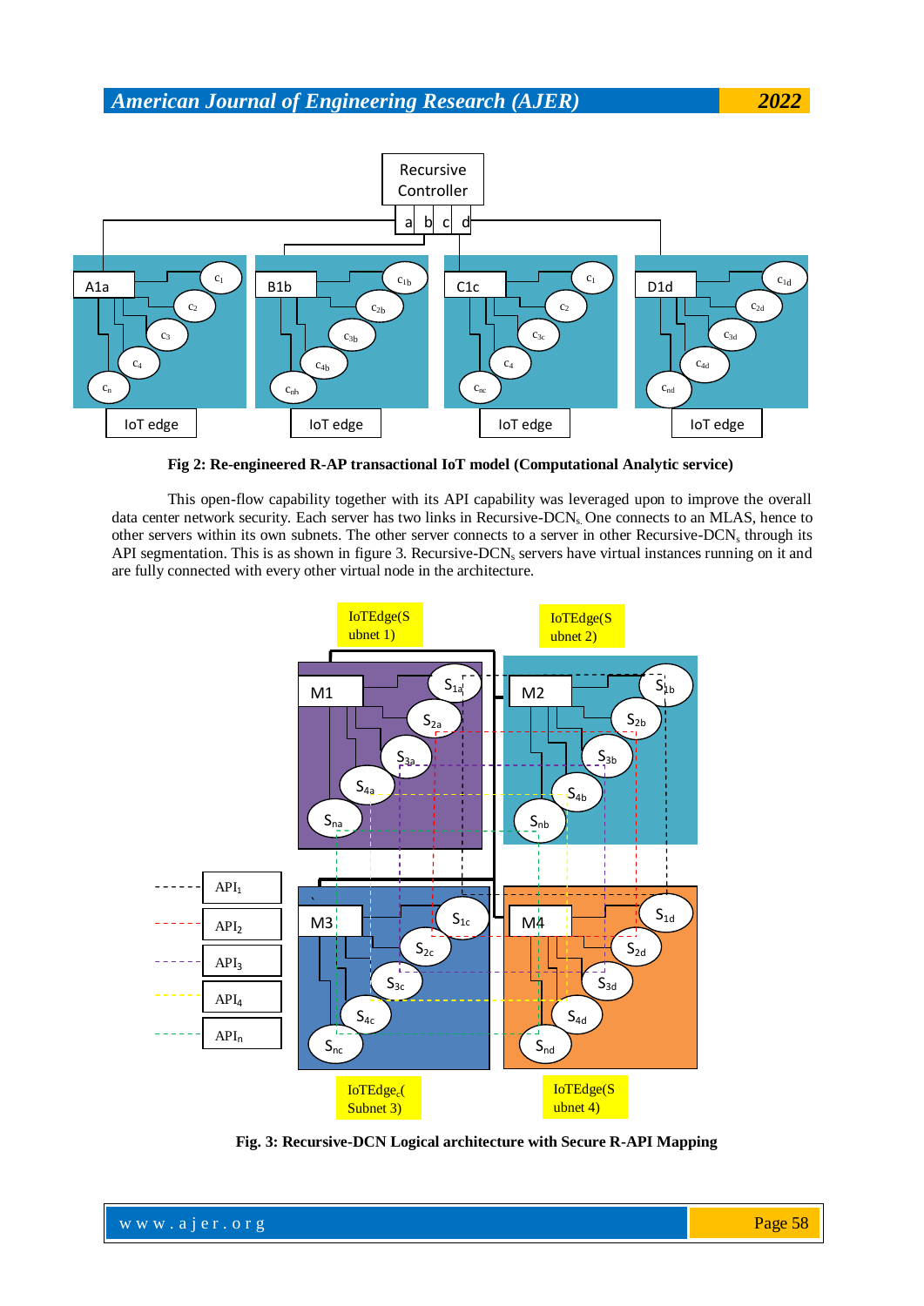**Fig 2: Re-engineered R-AP transactional IoT model (Computational Analytic service)**

This open-flow capability together with its API capability was leveraged upon to improve the overall data center network security. Each server has two links in Recursive-$DCN_s$. One connects to an MLAS, hence to other servers within its own subnets. The other server connects to a server in other Recursive-$DCN_s$ through its API segmentation. This is as shown in figure 3. Recursive-$DCN_s$ servers have virtual instances running on it and are fully connected with every other virtual node in the architecture.

**Fig. 3: Recursive-DCN Logical architecture with Secure R-API Mapping**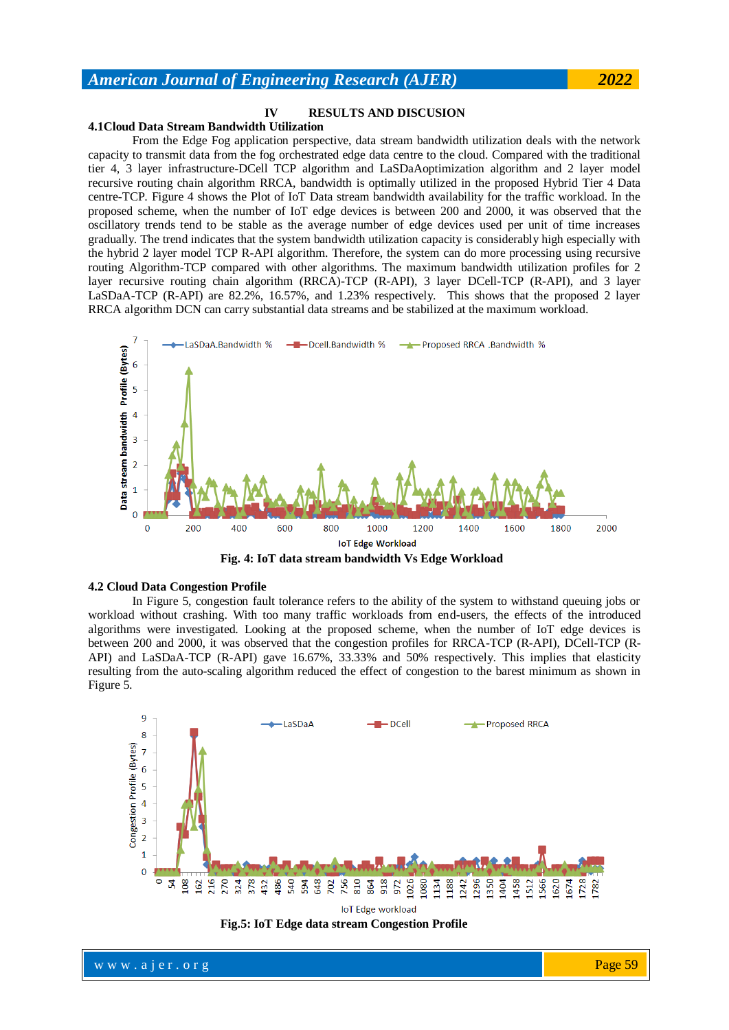## IV RESULTS AND DISCUSION

### 4.1Cloud Data Stream Bandwidth Utilization

From the Edge Fog application perspective, data stream bandwidth utilization deals with the network capacity to transmit data from the fog orchestrated edge data centre to the cloud. Compared with the traditional tier 4, 3 layer infrastructure-DCell TCP algorithm and LaSDaAoptimization algorithm and 2 layer model recursive routing chain algorithm RRCA, bandwidth is optimally utilized in the proposed Hybrid Tier 4 Data centre-TCP. Figure 4 shows the Plot of IoT Data stream bandwidth availability for the traffic workload. In the proposed scheme, when the number of IoT edge devices is between 200 and 2000, it was observed that the oscillatory trends tend to be stable as the average number of edge devices used per unit of time increases gradually. The trend indicates that the system bandwidth utilization capacity is considerably high especially with the hybrid 2 layer model TCP R-API algorithm. Therefore, the system can do more processing using recursive routing Algorithm-TCP compared with other algorithms. The maximum bandwidth utilization profiles for 2 layer recursive routing chain algorithm (RRCA)-TCP (R-API), 3 layer DCell-TCP (R-API), and 3 layer LaSDaA-TCP (R-API) are 82.2%, 16.57%, and 1.23% respectively. This shows that the proposed 2 layer RRCA algorithm DCN can carry substantial data streams and be stabilized at the maximum workload.

**Fig. 4: IoT data stream bandwidth Vs Edge Workload**

### 4.2 Cloud Data Congestion Profile

In Figure 5, congestion fault tolerance refers to the ability of the system to withstand queuing jobs or workload without crashing. With too many traffic workloads from end-users, the effects of the introduced algorithms were investigated. Looking at the proposed scheme, when the number of IoT edge devices is between 200 and 2000, it was observed that the congestion profiles for RRCA-TCP (R-API), DCell-TCP (R-API) and LaSDaA-TCP (R-API) gave 16.67%, 33.33% and 50% respectively. This implies that elasticity resulting from the auto-scaling algorithm reduced the effect of congestion to the barest minimum as shown in Figure 5.

**Fig.5: IoT Edge data stream Congestion Profile**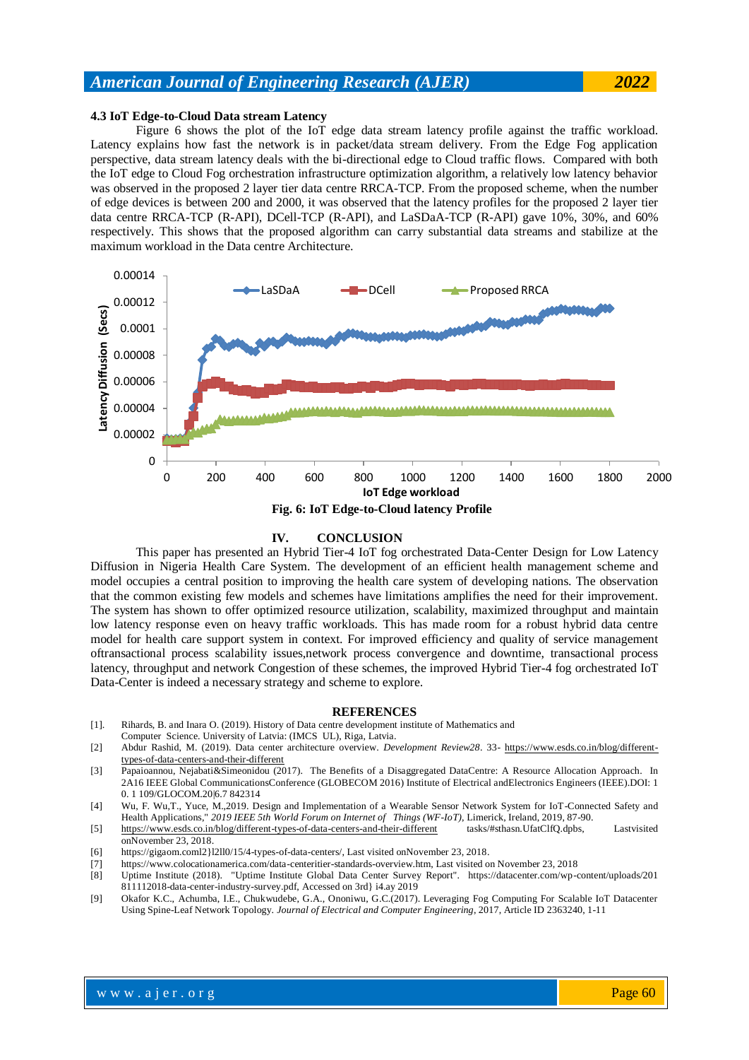### 4.3 IoT Edge-to-Cloud Data stream Latency

Figure 6 shows the plot of the IoT edge data stream latency profile against the traffic workload. Latency explains how fast the network is in packet/data stream delivery. From the Edge Fog application perspective, data stream latency deals with the bi-directional edge to Cloud traffic flows. Compared with both the IoT edge to Cloud Fog orchestration infrastructure optimization algorithm, a relatively low latency behavior was observed in the proposed 2 layer tier data centre RRCA-TCP. From the proposed scheme, when the number of edge devices is between 200 and 2000, it was observed that the latency profiles for the proposed 2 layer tier data centre RRCA-TCP (R-API), DCell-TCP (R-API), and LaSDaA-TCP (R-API) gave 10%, 30%, and 60% respectively. This shows that the proposed algorithm can carry substantial data streams and stabilize at the maximum workload in the Data centre Architecture.

LaSDaA
DCell
Proposed RRCA

Latency Diffusion (Secs)

0.00014
0.00012
0.0001
0.00008
0.00006
0.00004
0.00002
0

0 200 400 600 800 1000 1200 1400 1600 1800 2000

IoT Edge workload

**Fig. 6: IoT Edge-to-Cloud latency Profile**

## IV. CONCLUSION

This paper has presented an Hybrid Tier-4 IoT fog orchestrated Data-Center Design for Low Latency Diffusion in Nigeria Health Care System. The development of an efficient health management scheme and model occupies a central position to improving the health care system of developing nations. The observation that the common existing few models and schemes have limitations amplifies the need for their improvement. The system has shown to offer optimized resource utilization, scalability, maximized throughput and maintain low latency response even on heavy traffic workloads. This has made room for a robust hybrid data centre model for health care support system in context. For improved efficiency and quality of service management oftransactional process scalability issues,network process convergence and downtime, transactional process latency, throughput and network Congestion of these schemes, the improved Hybrid Tier-4 fog orchestrated IoT Data-Center is indeed a necessary strategy and scheme to explore.

## REFERENCES

[1]. Rihards, B. and Inara O. (2019). History of Data centre development institute of Mathematics and Computer Science. University of Latvia: (IMCS UL), Riga, Latvia.

[2] Abdur Rashid, M. (2019). Data center architecture overview. *Development Review28*. 33- https://www.esds.co.in/blog/different-types-of-data-centers-and-their-different

[3] Papaioannou, Nejabati&Simeonidou (2017). The Benefits of a Disaggregated DataCentre: A Resource Allocation Approach. In 2A16 IEEE Global CommunicationsConference (GLOBECOM 2016) Institute of Electrical andElectronics Engineers (IEEE).DOI: 1 0. 1 109/GLOCOM.20|6.7 842314

[4] Wu, F. Wu,T., Yuce, M.,2019. Design and Implementation of a Wearable Sensor Network System for IoT-Connected Safety and Health Applications," *2019 IEEE 5th World Forum on Internet of Things (WF-IoT)*, Limerick, Ireland, 2019, 87-90.

[5] https://www.esds.co.in/blog/different-types-of-data-centers-and-their-different tasks/#sthasn.UfatClfQ.dpbs, Lastvisited onNovember 23, 2018.

[6] https://gigaom.coml2}l2ll0/15/4-types-of-data-centers/, Last visited onNovember 23, 2018.

[7] https://www.colocationamerica.com/data-centeritier-standards-overview.htm, Last visited on November 23, 2018

[8] Uptime Institute (2018). "Uptime Institute Global Data Center Survey Report". https://datacenter.com/wp-content/uploads/201 811112018-data-center-industry-survey.pdf, Accessed on 3rd} i4.ay 2019

[9] Okafor K.C., Achumba, I.E., Chukwudebe, G.A., Ononiwu, G.C.(2017). Leveraging Fog Computing For Scalable IoT Datacenter Using Spine-Leaf Network Topology. *Journal of Electrical and Computer Engineering*, 2017, Article ID 2363240, 1-11